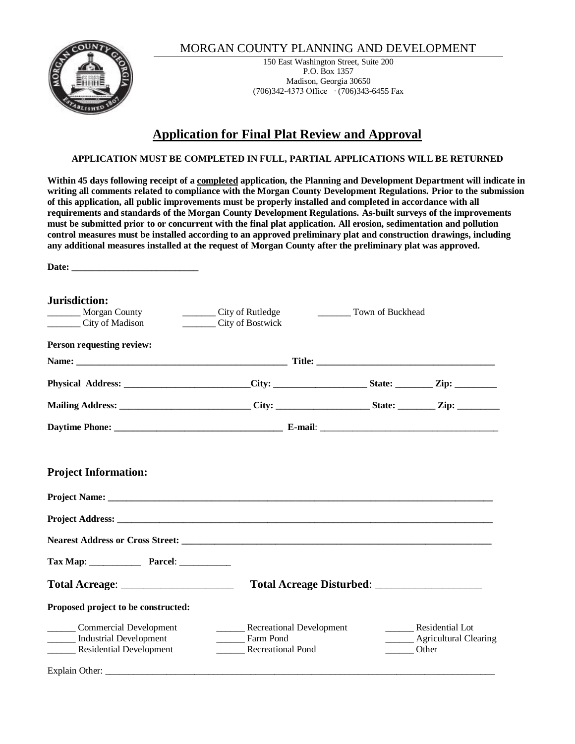MORGAN COUNTY PLANNING AND DEVELOPMENT

150 East Washington Street, Suite 200
P.O. Box 1357
Madison, Georgia 30650
(706)342-4373 Office · (706)343-6455 Fax

# Application for Final Plat Review and Approval

**APPLICATION MUST BE COMPLETED IN FULL, PARTIAL APPLICATIONS WILL BE RETURNED**

**Within 45 days following receipt of a <u>completed</u> application, the Planning and Development Department will indicate in writing all comments related to compliance with the Morgan County Development Regulations. Prior to the submission of this application, all public improvements must be properly installed and completed in accordance with all requirements and standards of the Morgan County Development Regulations. As-built surveys of the improvements must be submitted prior to or concurrent with the final plat application. All erosion, sedimentation and pollution control measures must be installed according to an approved preliminary plat and construction drawings, including any additional measures installed at the request of Morgan County after the preliminary plat was approved.**

**Date:** ___________________________

## Jurisdiction:

_______ Morgan County _______ City of Rutledge _______ Town of Buckhead
_______ City of Madison _______ City of Bostwick

**Person requesting review:**

**Name:** ______________________________________________ **Title:** ______________________________________

**Physical Address:** ___________________________ **City:** ___________________ **State:** ________ **Zip:** _________

**Mailing Address:** ___________________________ **City:** ___________________ **State:** ________ **Zip:** _________

**Daytime Phone:** ____________________________________ **E-mail**: ______________________________________

## Project Information:

**Project Name:** ______________________________________________________________________________________

**Project Address:** ____________________________________________________________________________________

**Nearest Address or Cross Street:** _______________________________________________________________________

**Tax Map**: ___________ **Parcel**: ___________

**Total Acreage**: ____________________ **Total Acreage Disturbed**: ___________________

**Proposed project to be constructed:**

______ Commercial Development ______ Recreational Development ______ Residential Lot
______ Industrial Development ______ Farm Pond ______ Agricultural Clearing
______ Residential Development ______ Recreational Pond ______ Other

Explain Other: ________________________________________________________________________________________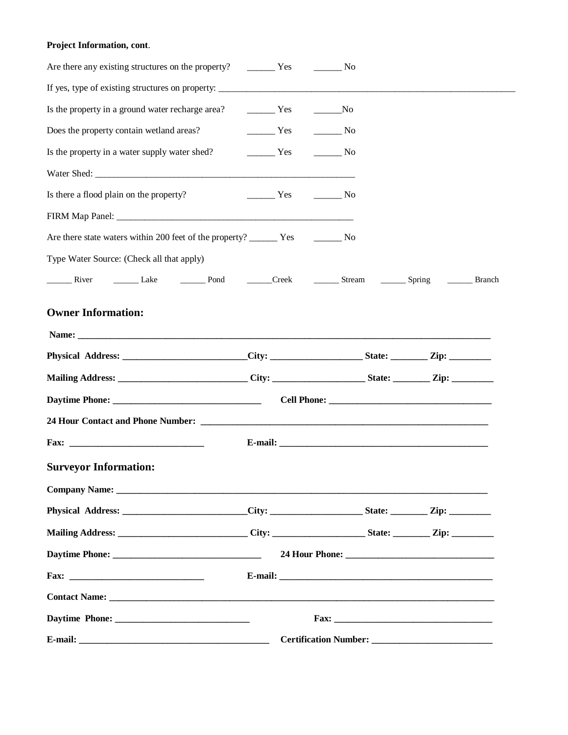**Project Information, cont**.

Are there any existing structures on the property? ______ Yes ______ No

If yes, type of existing structures on property: ____________________________________________________________________

Is the property in a ground water recharge area? ______ Yes ______No

Does the property contain wetland areas? ______ Yes ______ No

Is the property in a water supply water shed? ______ Yes ______ No

Water Shed: ________________________________________________________

Is there a flood plain on the property? ______ Yes ______ No

FIRM Map Panel: ____________________________________________________

Are there state waters within 200 feet of the property? ______ Yes ______ No

Type Water Source: (Check all that apply)

______ River ______ Lake ______ Pond ______Creek ______ Stream ______ Spring ______ Branch

## Owner Information:

**Name: ____________________________________________________________________________________________**

**Physical Address: ___________________________City: ____________________ State: ________ Zip: _________**

**Mailing Address: ____________________________ City: ____________________ State: ________ Zip: _________**

**Daytime Phone: _______________________________ Cell Phone: __________________________________**

**24 Hour Contact and Phone Number: _____________________________________________________________**

**Fax: ____________________________ E-mail: _____________________________________________**

## Surveyor Information:

**Company Name: ____________________________________________________________________________**

**Physical Address: ___________________________City: ____________________ State: ________ Zip: _________**

**Mailing Address: ____________________________ City: ____________________ State: ________ Zip: _________**

**Daytime Phone: _______________________________ 24 Hour Phone: _______________________________**

**Fax: ____________________________ E-mail: _____________________________________________**

**Contact Name: ____________________________________________________________________________________**

**Daytime Phone: ____________________________ Fax: __________________________________**

**E-mail: ________________________________________ Certification Number: _________________________**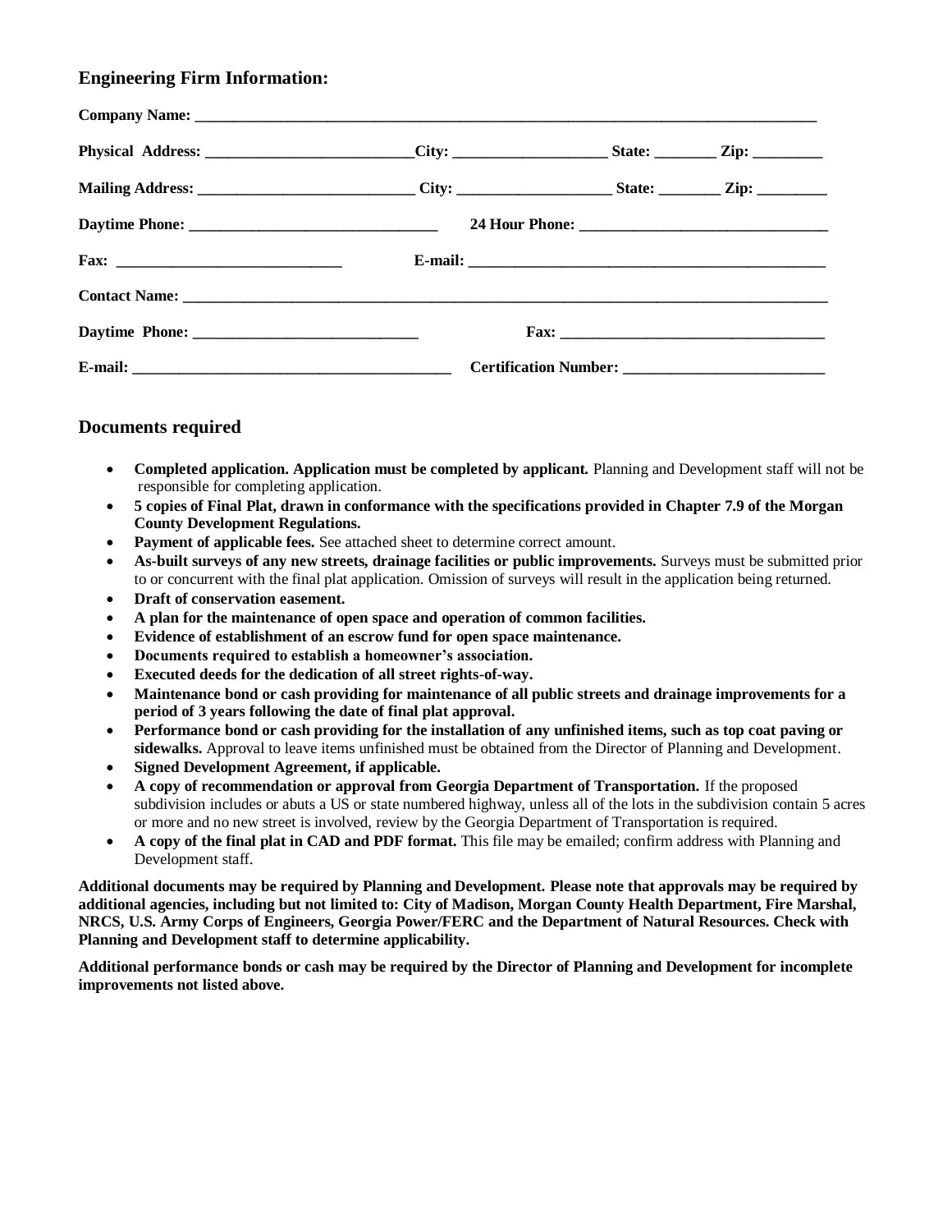## Engineering Firm Information:

**Company Name:** ___________________________________________________________________________________

**Physical Address:** ___________________________**City:** ____________________ **State:** ________ **Zip:** _________

**Mailing Address:** ___________________________ **City:** ____________________ **State:** ________ **Zip:** _________

**Daytime Phone:** ________________________________ **24 Hour Phone:** ________________________________

**Fax:** _____________________________ **E-mail:** ________________________________________________

**Contact Name:** ___________________________________________________________________________________

**Daytime Phone:** _____________________________ **Fax:** ___________________________________

**E-mail:** _________________________________________ **Certification Number:** ___________________________

## Documents required

- **Completed application. Application must be completed by applicant.** Planning and Development staff will not be responsible for completing application.
- **5 copies of Final Plat, drawn in conformance with the specifications provided in Chapter 7.9 of the Morgan County Development Regulations.**
- **Payment of applicable fees.** See attached sheet to determine correct amount.
- **As-built surveys of any new streets, drainage facilities or public improvements.** Surveys must be submitted prior to or concurrent with the final plat application. Omission of surveys will result in the application being returned.
- **Draft of conservation easement.**
- **A plan for the maintenance of open space and operation of common facilities.**
- **Evidence of establishment of an escrow fund for open space maintenance.**
- **Documents required to establish a homeowner's association.**
- **Executed deeds for the dedication of all street rights-of-way.**
- **Maintenance bond or cash providing for maintenance of all public streets and drainage improvements for a period of 3 years following the date of final plat approval.**
- **Performance bond or cash providing for the installation of any unfinished items, such as top coat paving or sidewalks.** Approval to leave items unfinished must be obtained from the Director of Planning and Development.
- **Signed Development Agreement, if applicable.**
- **A copy of recommendation or approval from Georgia Department of Transportation.** If the proposed subdivision includes or abuts a US or state numbered highway, unless all of the lots in the subdivision contain 5 acres or more and no new street is involved, review by the Georgia Department of Transportation is required.
- **A copy of the final plat in CAD and PDF format.** This file may be emailed; confirm address with Planning and Development staff.

**Additional documents may be required by Planning and Development. Please note that approvals may be required by additional agencies, including but not limited to: City of Madison, Morgan County Health Department, Fire Marshal, NRCS, U.S. Army Corps of Engineers, Georgia Power/FERC and the Department of Natural Resources. Check with Planning and Development staff to determine applicability.**

**Additional performance bonds or cash may be required by the Director of Planning and Development for incomplete improvements not listed above.**